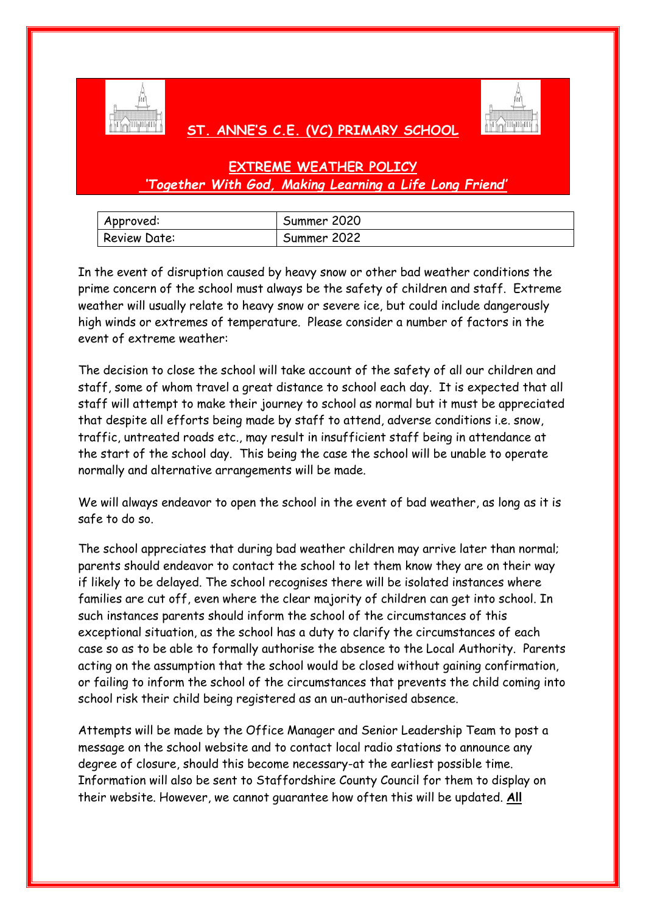# ST. ANNE'S C.E. (VC) PRIMARY SCHOOL

## EXTREME WEATHER POLICY

*'Together With God, Making Learning a Life Long Friend'*

| Approved: | Summer 2020 |
|---|---|
| Review Date: | Summer 2022 |

In the event of disruption caused by heavy snow or other bad weather conditions the prime concern of the school must always be the safety of children and staff. Extreme weather will usually relate to heavy snow or severe ice, but could include dangerously high winds or extremes of temperature. Please consider a number of factors in the event of extreme weather:

The decision to close the school will take account of the safety of all our children and staff, some of whom travel a great distance to school each day. It is expected that all staff will attempt to make their journey to school as normal but it must be appreciated that despite all efforts being made by staff to attend, adverse conditions i.e. snow, traffic, untreated roads etc., may result in insufficient staff being in attendance at the start of the school day. This being the case the school will be unable to operate normally and alternative arrangements will be made.

We will always endeavor to open the school in the event of bad weather, as long as it is safe to do so.

The school appreciates that during bad weather children may arrive later than normal; parents should endeavor to contact the school to let them know they are on their way if likely to be delayed. The school recognises there will be isolated instances where families are cut off, even where the clear majority of children can get into school. In such instances parents should inform the school of the circumstances of this exceptional situation, as the school has a duty to clarify the circumstances of each case so as to be able to formally authorise the absence to the Local Authority. Parents acting on the assumption that the school would be closed without gaining confirmation, or failing to inform the school of the circumstances that prevents the child coming into school risk their child being registered as an un-authorised absence.

Attempts will be made by the Office Manager and Senior Leadership Team to post a message on the school website and to contact local radio stations to announce any degree of closure, should this become necessary-at the earliest possible time. Information will also be sent to Staffordshire County Council for them to display on their website. However, we cannot guarantee how often this will be updated. **All**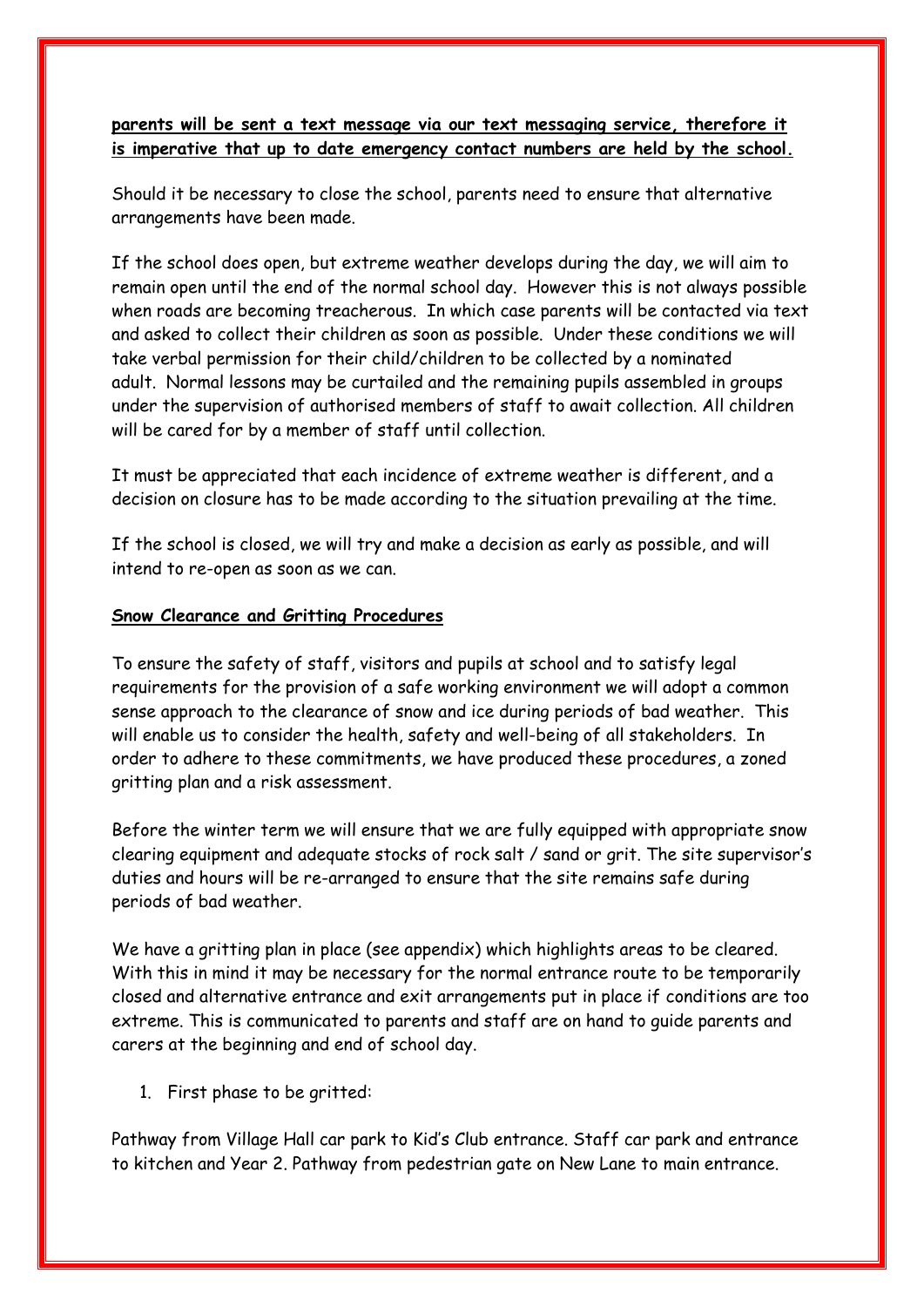**parents will be sent a text message via our text messaging service, therefore it is imperative that up to date emergency contact numbers are held by the school.**

Should it be necessary to close the school, parents need to ensure that alternative arrangements have been made.

If the school does open, but extreme weather develops during the day, we will aim to remain open until the end of the normal school day. However this is not always possible when roads are becoming treacherous. In which case parents will be contacted via text and asked to collect their children as soon as possible. Under these conditions we will take verbal permission for their child/children to be collected by a nominated adult. Normal lessons may be curtailed and the remaining pupils assembled in groups under the supervision of authorised members of staff to await collection. All children will be cared for by a member of staff until collection.

It must be appreciated that each incidence of extreme weather is different, and a decision on closure has to be made according to the situation prevailing at the time.

If the school is closed, we will try and make a decision as early as possible, and will intend to re-open as soon as we can.

**Snow Clearance and Gritting Procedures**

To ensure the safety of staff, visitors and pupils at school and to satisfy legal requirements for the provision of a safe working environment we will adopt a common sense approach to the clearance of snow and ice during periods of bad weather. This will enable us to consider the health, safety and well-being of all stakeholders. In order to adhere to these commitments, we have produced these procedures, a zoned gritting plan and a risk assessment.

Before the winter term we will ensure that we are fully equipped with appropriate snow clearing equipment and adequate stocks of rock salt / sand or grit. The site supervisor's duties and hours will be re-arranged to ensure that the site remains safe during periods of bad weather.

We have a gritting plan in place (see appendix) which highlights areas to be cleared. With this in mind it may be necessary for the normal entrance route to be temporarily closed and alternative entrance and exit arrangements put in place if conditions are too extreme. This is communicated to parents and staff are on hand to guide parents and carers at the beginning and end of school day.

1. First phase to be gritted:

Pathway from Village Hall car park to Kid's Club entrance. Staff car park and entrance to kitchen and Year 2. Pathway from pedestrian gate on New Lane to main entrance.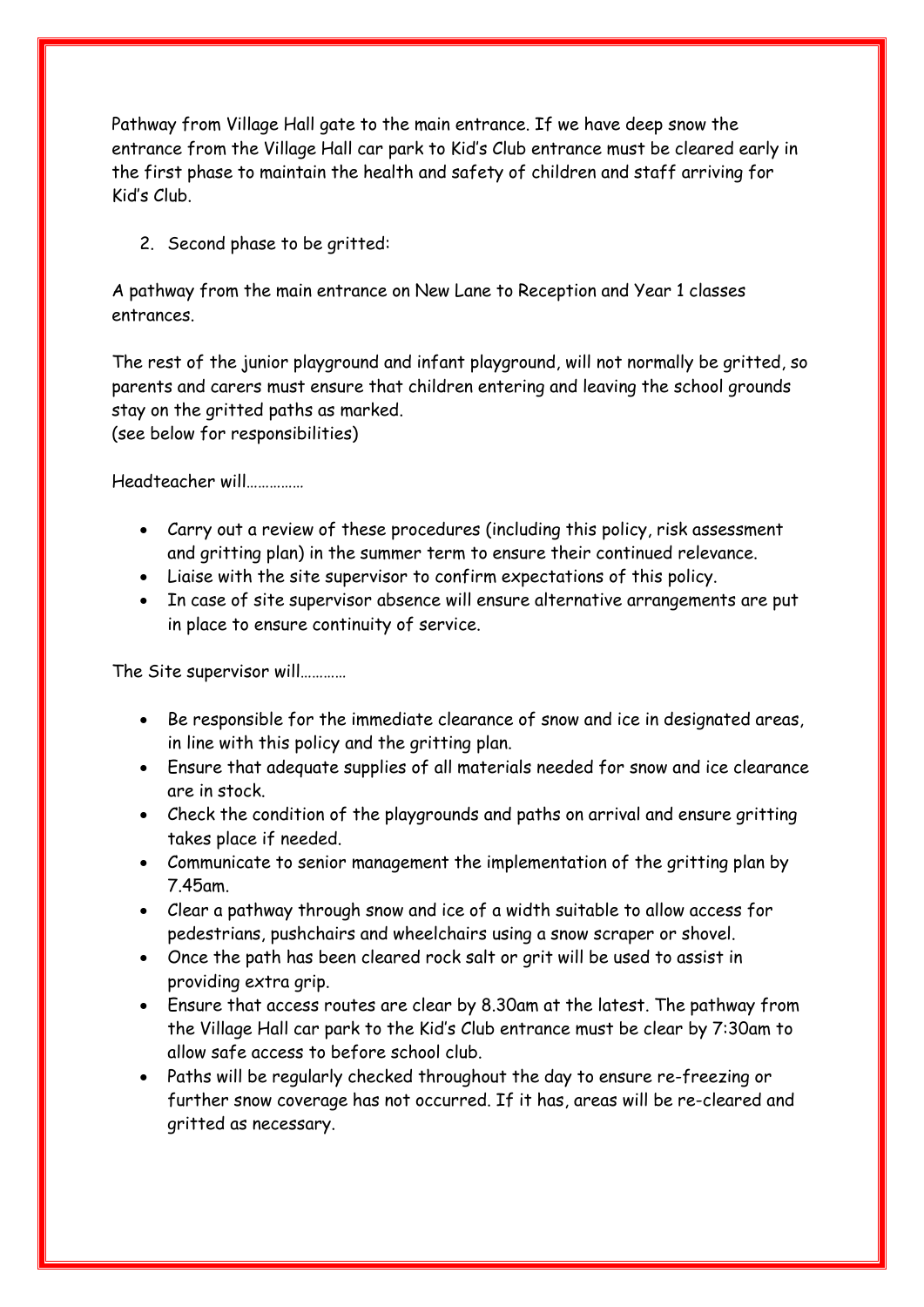Pathway from Village Hall gate to the main entrance. If we have deep snow the entrance from the Village Hall car park to Kid's Club entrance must be cleared early in the first phase to maintain the health and safety of children and staff arriving for Kid's Club.

2. Second phase to be gritted:

A pathway from the main entrance on New Lane to Reception and Year 1 classes entrances.

The rest of the junior playground and infant playground, will not normally be gritted, so parents and carers must ensure that children entering and leaving the school grounds stay on the gritted paths as marked.
(see below for responsibilities)

Headteacher will……………

- Carry out a review of these procedures (including this policy, risk assessment and gritting plan) in the summer term to ensure their continued relevance.
- Liaise with the site supervisor to confirm expectations of this policy.
- In case of site supervisor absence will ensure alternative arrangements are put in place to ensure continuity of service.

The Site supervisor will…………

- Be responsible for the immediate clearance of snow and ice in designated areas, in line with this policy and the gritting plan.
- Ensure that adequate supplies of all materials needed for snow and ice clearance are in stock.
- Check the condition of the playgrounds and paths on arrival and ensure gritting takes place if needed.
- Communicate to senior management the implementation of the gritting plan by 7.45am.
- Clear a pathway through snow and ice of a width suitable to allow access for pedestrians, pushchairs and wheelchairs using a snow scraper or shovel.
- Once the path has been cleared rock salt or grit will be used to assist in providing extra grip.
- Ensure that access routes are clear by 8.30am at the latest. The pathway from the Village Hall car park to the Kid's Club entrance must be clear by 7:30am to allow safe access to before school club.
- Paths will be regularly checked throughout the day to ensure re-freezing or further snow coverage has not occurred. If it has, areas will be re-cleared and gritted as necessary.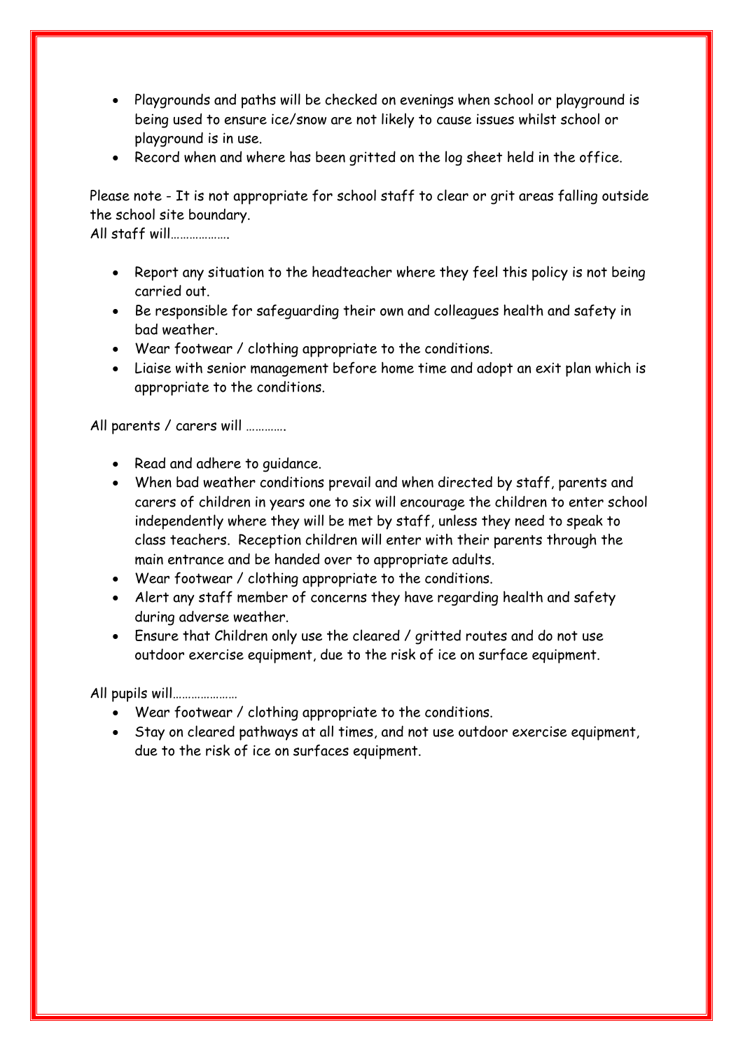- Playgrounds and paths will be checked on evenings when school or playground is being used to ensure ice/snow are not likely to cause issues whilst school or playground is in use.
- Record when and where has been gritted on the log sheet held in the office.

Please note - It is not appropriate for school staff to clear or grit areas falling outside the school site boundary.
All staff will……………….

- Report any situation to the headteacher where they feel this policy is not being carried out.
- Be responsible for safeguarding their own and colleagues health and safety in bad weather.
- Wear footwear / clothing appropriate to the conditions.
- Liaise with senior management before home time and adopt an exit plan which is appropriate to the conditions.

All parents / carers will ………….

- Read and adhere to guidance.
- When bad weather conditions prevail and when directed by staff, parents and carers of children in years one to six will encourage the children to enter school independently where they will be met by staff, unless they need to speak to class teachers. Reception children will enter with their parents through the main entrance and be handed over to appropriate adults.
- Wear footwear / clothing appropriate to the conditions.
- Alert any staff member of concerns they have regarding health and safety during adverse weather.
- Ensure that Children only use the cleared / gritted routes and do not use outdoor exercise equipment, due to the risk of ice on surface equipment.

All pupils will…………………

- Wear footwear / clothing appropriate to the conditions.
- Stay on cleared pathways at all times, and not use outdoor exercise equipment, due to the risk of ice on surfaces equipment.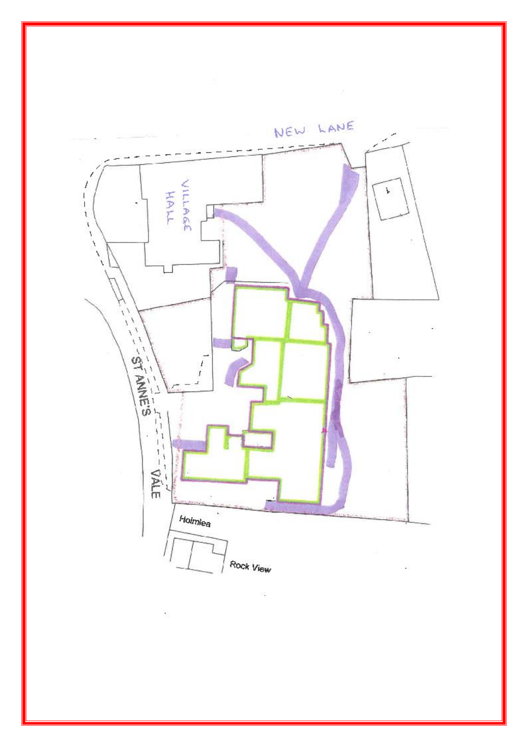NEW LANE

VILLAGE HALL

ST ANNE'S VALE

Holmlea

Rock View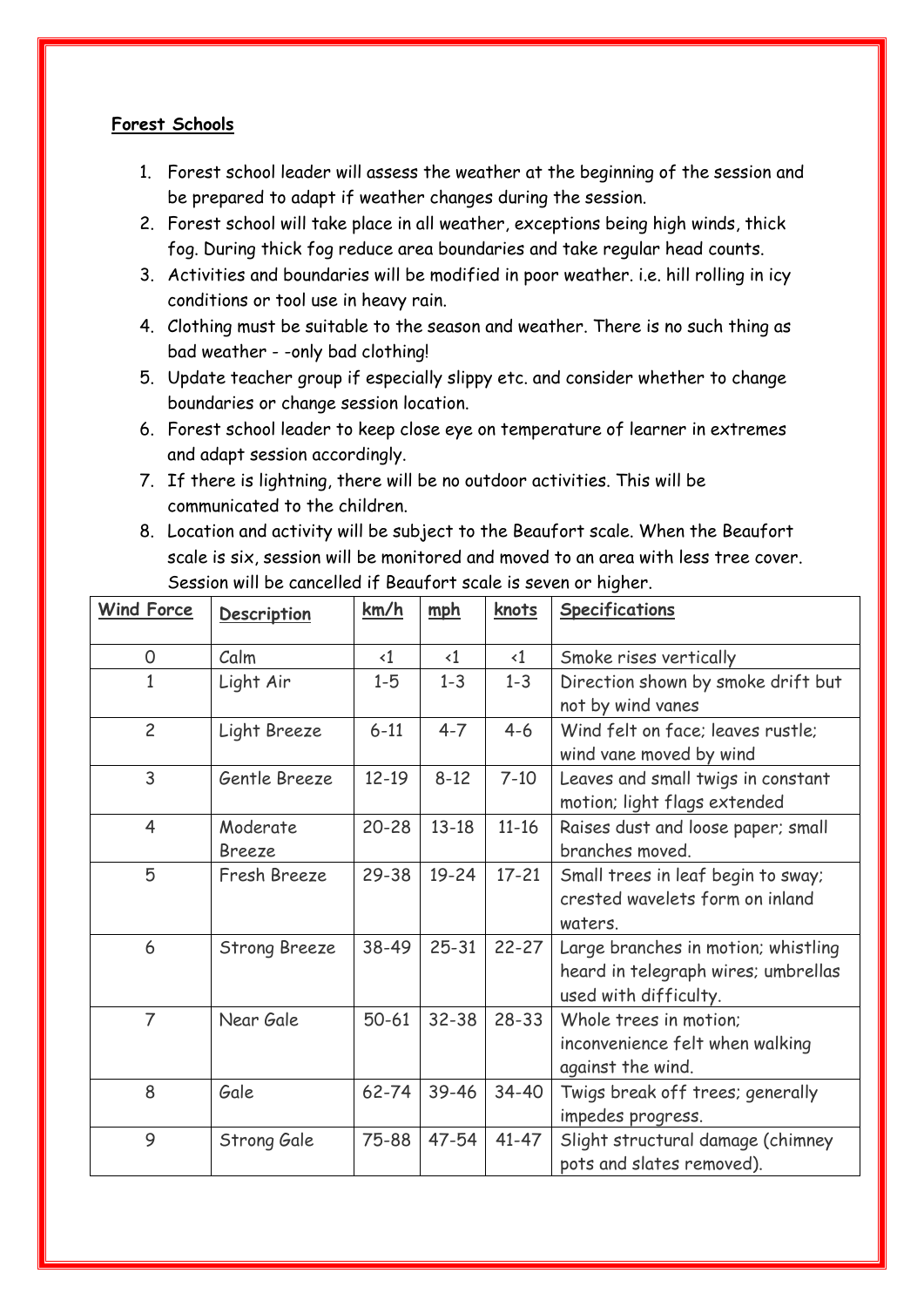**Forest Schools**

1. Forest school leader will assess the weather at the beginning of the session and be prepared to adapt if weather changes during the session.
2. Forest school will take place in all weather, exceptions being high winds, thick fog. During thick fog reduce area boundaries and take regular head counts.
3. Activities and boundaries will be modified in poor weather. i.e. hill rolling in icy conditions or tool use in heavy rain.
4. Clothing must be suitable to the season and weather. There is no such thing as bad weather - -only bad clothing!
5. Update teacher group if especially slippy etc. and consider whether to change boundaries or change session location.
6. Forest school leader to keep close eye on temperature of learner in extremes and adapt session accordingly.
7. If there is lightning, there will be no outdoor activities. This will be communicated to the children.
8. Location and activity will be subject to the Beaufort scale. When the Beaufort scale is six, session will be monitored and moved to an area with less tree cover. Session will be cancelled if Beaufort scale is seven or higher.

| Wind Force | Description | km/h | mph | knots | Specifications |
|---|---|---|---|---|---|
| 0 | Calm | <1 | <1 | <1 | Smoke rises vertically |
| 1 | Light Air | 1-5 | 1-3 | 1-3 | Direction shown by smoke drift but not by wind vanes |
| 2 | Light Breeze | 6-11 | 4-7 | 4-6 | Wind felt on face; leaves rustle; wind vane moved by wind |
| 3 | Gentle Breeze | 12-19 | 8-12 | 7-10 | Leaves and small twigs in constant motion; light flags extended |
| 4 | Moderate Breeze | 20-28 | 13-18 | 11-16 | Raises dust and loose paper; small branches moved. |
| 5 | Fresh Breeze | 29-38 | 19-24 | 17-21 | Small trees in leaf begin to sway; crested wavelets form on inland waters. |
| 6 | Strong Breeze | 38-49 | 25-31 | 22-27 | Large branches in motion; whistling heard in telegraph wires; umbrellas used with difficulty. |
| 7 | Near Gale | 50-61 | 32-38 | 28-33 | Whole trees in motion; inconvenience felt when walking against the wind. |
| 8 | Gale | 62-74 | 39-46 | 34-40 | Twigs break off trees; generally impedes progress. |
| 9 | Strong Gale | 75-88 | 47-54 | 41-47 | Slight structural damage (chimney pots and slates removed). |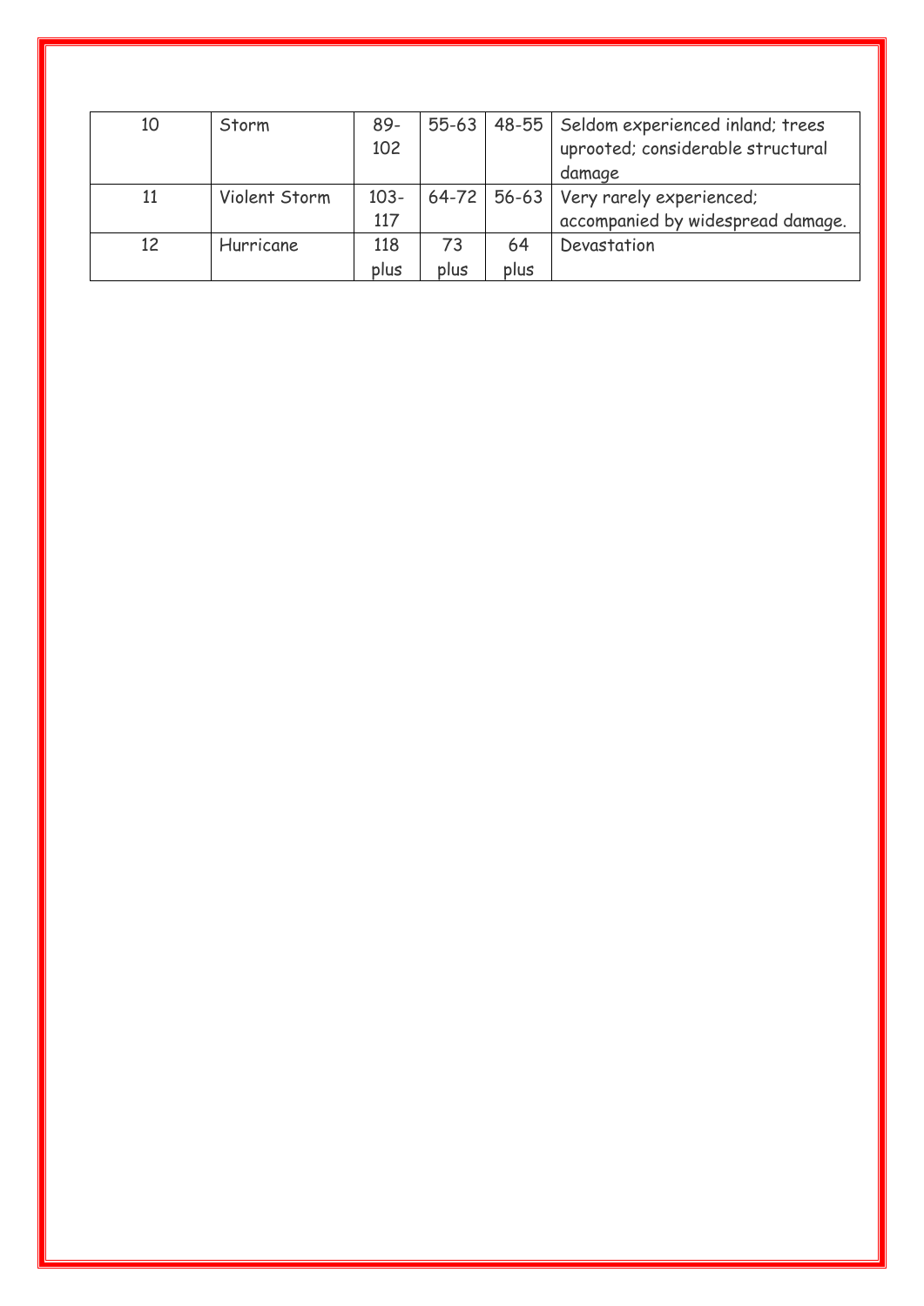| | | | | | |
|---|---|---|---|---|---|
| 10 | Storm | 89-102 | 55-63 | 48-55 | Seldom experienced inland; trees uprooted; considerable structural damage |
| 11 | Violent Storm | 103-117 | 64-72 | 56-63 | Very rarely experienced; accompanied by widespread damage. |
| 12 | Hurricane | 118 plus | 73 plus | 64 plus | Devastation |